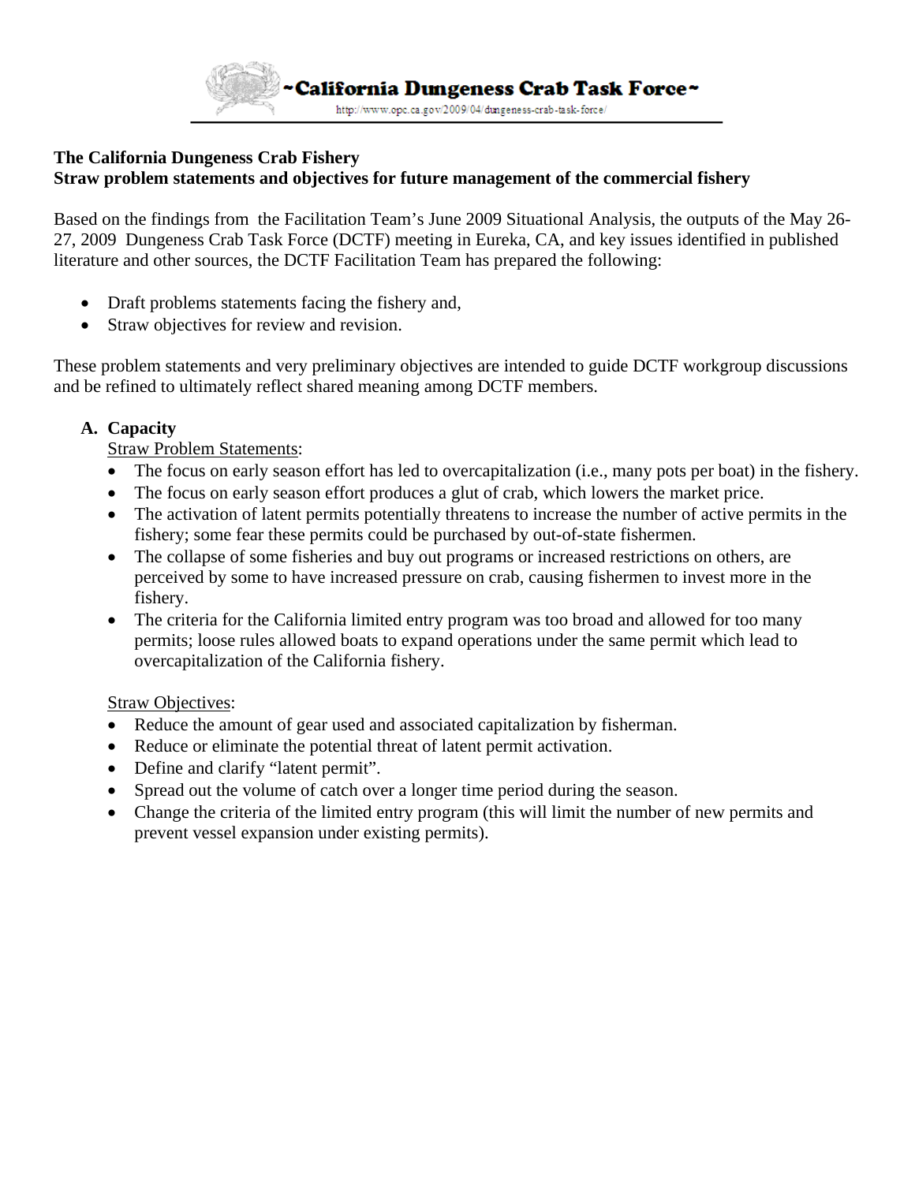~California Dungeness Crab Task Force~

http://www.opc.ca.gov/2009/04/dungeness-crab-task-force/

**The California Dungeness Crab Fishery**
**Straw problem statements and objectives for future management of the commercial fishery**

Based on the findings from the Facilitation Team's June 2009 Situational Analysis, the outputs of the May 26-27, 2009 Dungeness Crab Task Force (DCTF) meeting in Eureka, CA, and key issues identified in published literature and other sources, the DCTF Facilitation Team has prepared the following:

- Draft problems statements facing the fishery and,
- Straw objectives for review and revision.

These problem statements and very preliminary objectives are intended to guide DCTF workgroup discussions and be refined to ultimately reflect shared meaning among DCTF members.

**A. Capacity**

Straw Problem Statements:

- The focus on early season effort has led to overcapitalization (i.e., many pots per boat) in the fishery.
- The focus on early season effort produces a glut of crab, which lowers the market price.
- The activation of latent permits potentially threatens to increase the number of active permits in the fishery; some fear these permits could be purchased by out-of-state fishermen.
- The collapse of some fisheries and buy out programs or increased restrictions on others, are perceived by some to have increased pressure on crab, causing fishermen to invest more in the fishery.
- The criteria for the California limited entry program was too broad and allowed for too many permits; loose rules allowed boats to expand operations under the same permit which lead to overcapitalization of the California fishery.

Straw Objectives:

- Reduce the amount of gear used and associated capitalization by fisherman.
- Reduce or eliminate the potential threat of latent permit activation.
- Define and clarify "latent permit".
- Spread out the volume of catch over a longer time period during the season.
- Change the criteria of the limited entry program (this will limit the number of new permits and prevent vessel expansion under existing permits).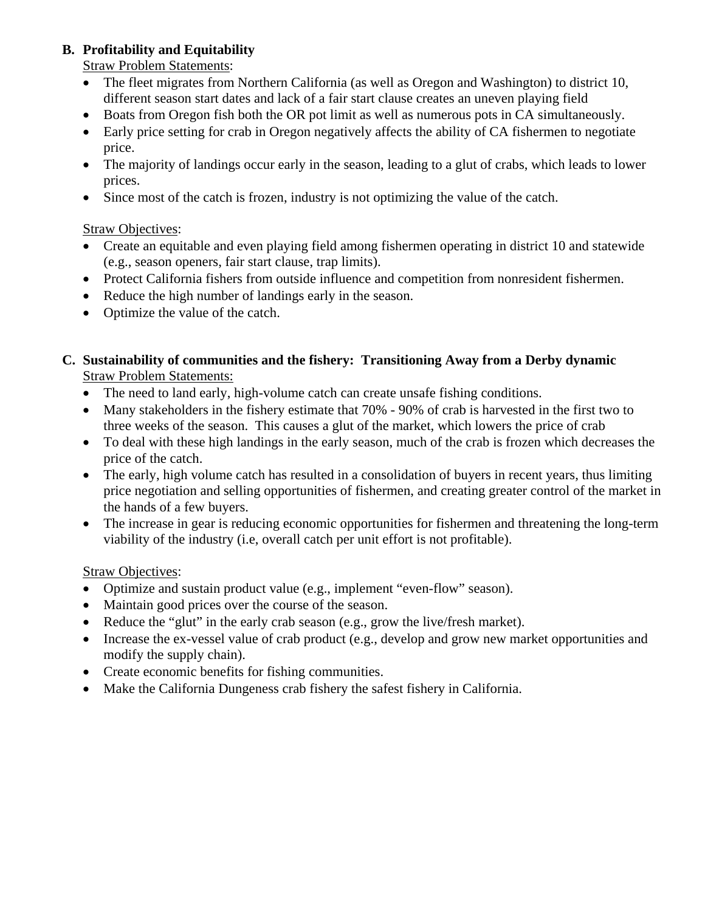### B. Profitability and Equitability

Straw Problem Statements:

- The fleet migrates from Northern California (as well as Oregon and Washington) to district 10, different season start dates and lack of a fair start clause creates an uneven playing field
- Boats from Oregon fish both the OR pot limit as well as numerous pots in CA simultaneously.
- Early price setting for crab in Oregon negatively affects the ability of CA fishermen to negotiate price.
- The majority of landings occur early in the season, leading to a glut of crabs, which leads to lower prices.
- Since most of the catch is frozen, industry is not optimizing the value of the catch.

Straw Objectives:

- Create an equitable and even playing field among fishermen operating in district 10 and statewide (e.g., season openers, fair start clause, trap limits).
- Protect California fishers from outside influence and competition from nonresident fishermen.
- Reduce the high number of landings early in the season.
- Optimize the value of the catch.

### C. Sustainability of communities and the fishery: Transitioning Away from a Derby dynamic

Straw Problem Statements:

- The need to land early, high-volume catch can create unsafe fishing conditions.
- Many stakeholders in the fishery estimate that 70% - 90% of crab is harvested in the first two to three weeks of the season. This causes a glut of the market, which lowers the price of crab
- To deal with these high landings in the early season, much of the crab is frozen which decreases the price of the catch.
- The early, high volume catch has resulted in a consolidation of buyers in recent years, thus limiting price negotiation and selling opportunities of fishermen, and creating greater control of the market in the hands of a few buyers.
- The increase in gear is reducing economic opportunities for fishermen and threatening the long-term viability of the industry (i.e, overall catch per unit effort is not profitable).

Straw Objectives:

- Optimize and sustain product value (e.g., implement "even-flow" season).
- Maintain good prices over the course of the season.
- Reduce the "glut" in the early crab season (e.g., grow the live/fresh market).
- Increase the ex-vessel value of crab product (e.g., develop and grow new market opportunities and modify the supply chain).
- Create economic benefits for fishing communities.
- Make the California Dungeness crab fishery the safest fishery in California.